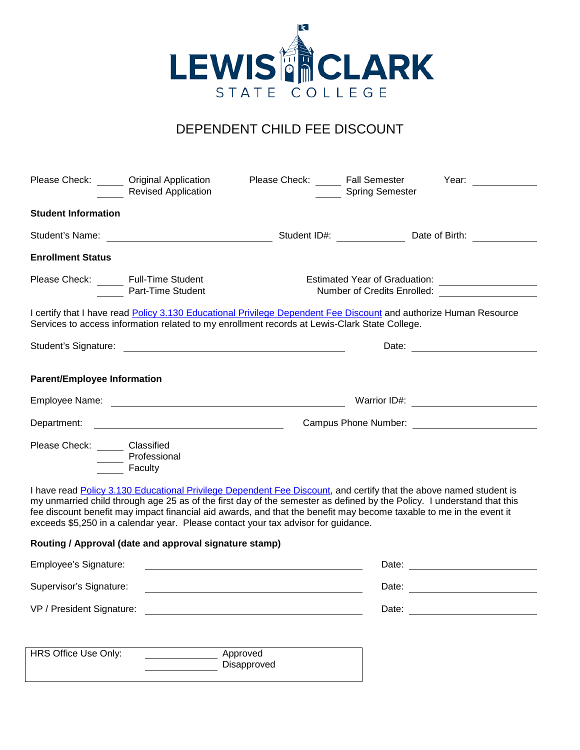LEWIS CLARK STATE COLLEGE

# DEPENDENT CHILD FEE DISCOUNT

Please Check: _____ Original Application
_____ Revised Application

Please Check: _____ Fall Semester
_____ Spring Semester

Year: __________

**Student Information**

Student's Name: ____________________ Student ID#: __________ Date of Birth: __________

**Enrollment Status**

Please Check: _____ Full-Time Student
_____ Part-Time Student

Estimated Year of Graduation: ______________
Number of Credits Enrolled: ______________

I certify that I have read Policy 3.130 Educational Privilege Dependent Fee Discount and authorize Human Resource Services to access information related to my enrollment records at Lewis-Clark State College.

Student's Signature: ______________________________ Date: ______________

**Parent/Employee Information**

Employee Name: ______________________________ Warrior ID#: ______________

Department: ______________________________ Campus Phone Number: ______________

Please Check: _____ Classified
_____ Professional
_____ Faculty

I have read Policy 3.130 Educational Privilege Dependent Fee Discount, and certify that the above named student is my unmarried child through age 25 as of the first day of the semester as defined by the Policy. I understand that this fee discount benefit may impact financial aid awards, and that the benefit may become taxable to me in the event it exceeds $5,250 in a calendar year. Please contact your tax advisor for guidance.

**Routing / Approval (date and approval signature stamp)**

Employee's Signature: ______________________________ Date: ______________

Supervisor's Signature: ______________________________ Date: ______________

VP / President Signature: ______________________________ Date: ______________

| HRS Office Use Only: | __________ Approved<br>__________ Disapproved |
|---|---|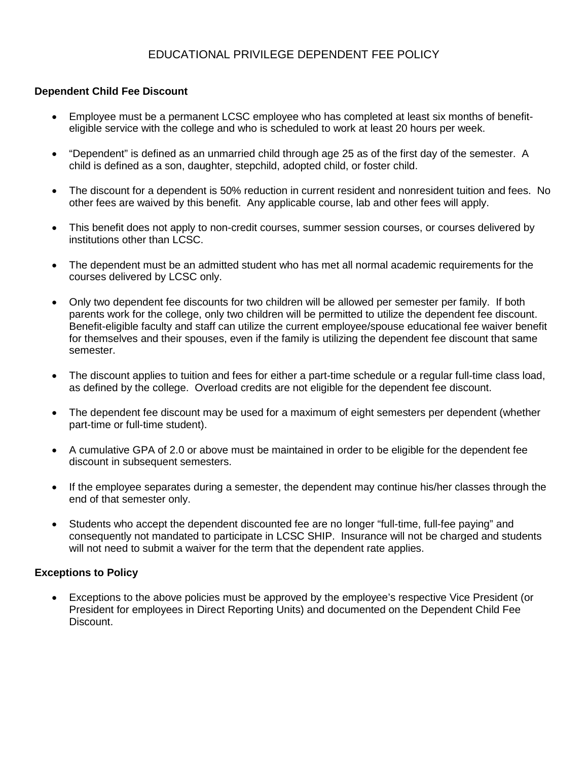# EDUCATIONAL PRIVILEGE DEPENDENT FEE POLICY

**Dependent Child Fee Discount**

- Employee must be a permanent LCSC employee who has completed at least six months of benefit-eligible service with the college and who is scheduled to work at least 20 hours per week.
- "Dependent" is defined as an unmarried child through age 25 as of the first day of the semester. A child is defined as a son, daughter, stepchild, adopted child, or foster child.
- The discount for a dependent is 50% reduction in current resident and nonresident tuition and fees. No other fees are waived by this benefit. Any applicable course, lab and other fees will apply.
- This benefit does not apply to non-credit courses, summer session courses, or courses delivered by institutions other than LCSC.
- The dependent must be an admitted student who has met all normal academic requirements for the courses delivered by LCSC only.
- Only two dependent fee discounts for two children will be allowed per semester per family. If both parents work for the college, only two children will be permitted to utilize the dependent fee discount. Benefit-eligible faculty and staff can utilize the current employee/spouse educational fee waiver benefit for themselves and their spouses, even if the family is utilizing the dependent fee discount that same semester.
- The discount applies to tuition and fees for either a part-time schedule or a regular full-time class load, as defined by the college. Overload credits are not eligible for the dependent fee discount.
- The dependent fee discount may be used for a maximum of eight semesters per dependent (whether part-time or full-time student).
- A cumulative GPA of 2.0 or above must be maintained in order to be eligible for the dependent fee discount in subsequent semesters.
- If the employee separates during a semester, the dependent may continue his/her classes through the end of that semester only.
- Students who accept the dependent discounted fee are no longer "full-time, full-fee paying" and consequently not mandated to participate in LCSC SHIP. Insurance will not be charged and students will not need to submit a waiver for the term that the dependent rate applies.

**Exceptions to Policy**

- Exceptions to the above policies must be approved by the employee's respective Vice President (or President for employees in Direct Reporting Units) and documented on the Dependent Child Fee Discount.